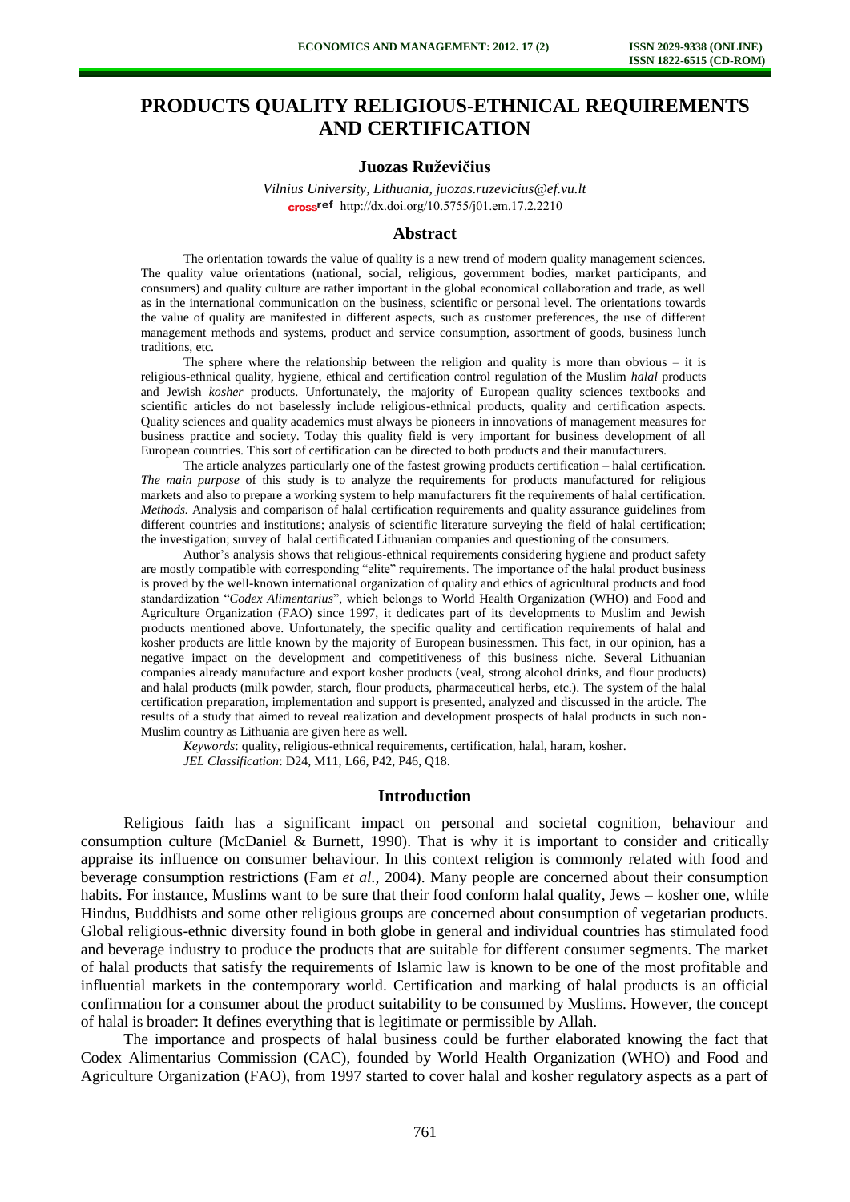# PRODUCTS QUALITY RELIGIOUS-ETHNICAL REQUIREMENTS AND CERTIFICATION

### Juozas Ruževičius

*Vilnius University, Lithuania, juozas.ruzevicius@ef.vu.lt*
http://dx.doi.org/10.5755/j01.em.17.2.2210

## Abstract

The orientation towards the value of quality is a new trend of modern quality management sciences. The quality value orientations (national, social, religious, government bodies**,** market participants, and consumers) and quality culture are rather important in the global economical collaboration and trade, as well as in the international communication on the business, scientific or personal level. The orientations towards the value of quality are manifested in different aspects, such as customer preferences, the use of different management methods and systems, product and service consumption, assortment of goods, business lunch traditions, etc.

The sphere where the relationship between the religion and quality is more than obvious – it is religious-ethnical quality, hygiene, ethical and certification control regulation of the Muslim *halal* products and Jewish *kosher* products. Unfortunately, the majority of European quality sciences textbooks and scientific articles do not baselessly include religious-ethnical products, quality and certification aspects. Quality sciences and quality academics must always be pioneers in innovations of management measures for business practice and society. Today this quality field is very important for business development of all European countries. This sort of certification can be directed to both products and their manufacturers.

The article analyzes particularly one of the fastest growing products certification – halal certification. *The main purpose* of this study is to analyze the requirements for products manufactured for religious markets and also to prepare a working system to help manufacturers fit the requirements of halal certification. *Methods.* Analysis and comparison of halal certification requirements and quality assurance guidelines from different countries and institutions; analysis of scientific literature surveying the field of halal certification; the investigation; survey of halal certificated Lithuanian companies and questioning of the consumers.

Author's analysis shows that religious-ethnical requirements considering hygiene and product safety are mostly compatible with corresponding "elite" requirements. The importance of the halal product business is proved by the well-known international organization of quality and ethics of agricultural products and food standardization "*Codex Alimentarius*", which belongs to World Health Organization (WHO) and Food and Agriculture Organization (FAO) since 1997, it dedicates part of its developments to Muslim and Jewish products mentioned above. Unfortunately, the specific quality and certification requirements of halal and kosher products are little known by the majority of European businessmen. This fact, in our opinion, has a negative impact on the development and competitiveness of this business niche. Several Lithuanian companies already manufacture and export kosher products (veal, strong alcohol drinks, and flour products) and halal products (milk powder, starch, flour products, pharmaceutical herbs, etc.). The system of the halal certification preparation, implementation and support is presented, analyzed and discussed in the article. The results of a study that aimed to reveal realization and development prospects of halal products in such non-Muslim country as Lithuania are given here as well.

*Keywords*: quality, religious-ethnical requirements**,** certification, halal, haram, kosher.

*JEL Classification*: D24, M11, L66, P42, P46, Q18.

## Introduction

Religious faith has a significant impact on personal and societal cognition, behaviour and consumption culture (McDaniel & Burnett, 1990). That is why it is important to consider and critically appraise its influence on consumer behaviour. In this context religion is commonly related with food and beverage consumption restrictions (Fam *et al.,* 2004). Many people are concerned about their consumption habits. For instance, Muslims want to be sure that their food conform halal quality, Jews – kosher one, while Hindus, Buddhists and some other religious groups are concerned about consumption of vegetarian products. Global religious-ethnic diversity found in both globe in general and individual countries has stimulated food and beverage industry to produce the products that are suitable for different consumer segments. The market of halal products that satisfy the requirements of Islamic law is known to be one of the most profitable and influential markets in the contemporary world. Certification and marking of halal products is an official confirmation for a consumer about the product suitability to be consumed by Muslims. However, the concept of halal is broader: It defines everything that is legitimate or permissible by Allah.

The importance and prospects of halal business could be further elaborated knowing the fact that Codex Alimentarius Commission (CAC), founded by World Health Organization (WHO) and Food and Agriculture Organization (FAO), from 1997 started to cover halal and kosher regulatory aspects as a part of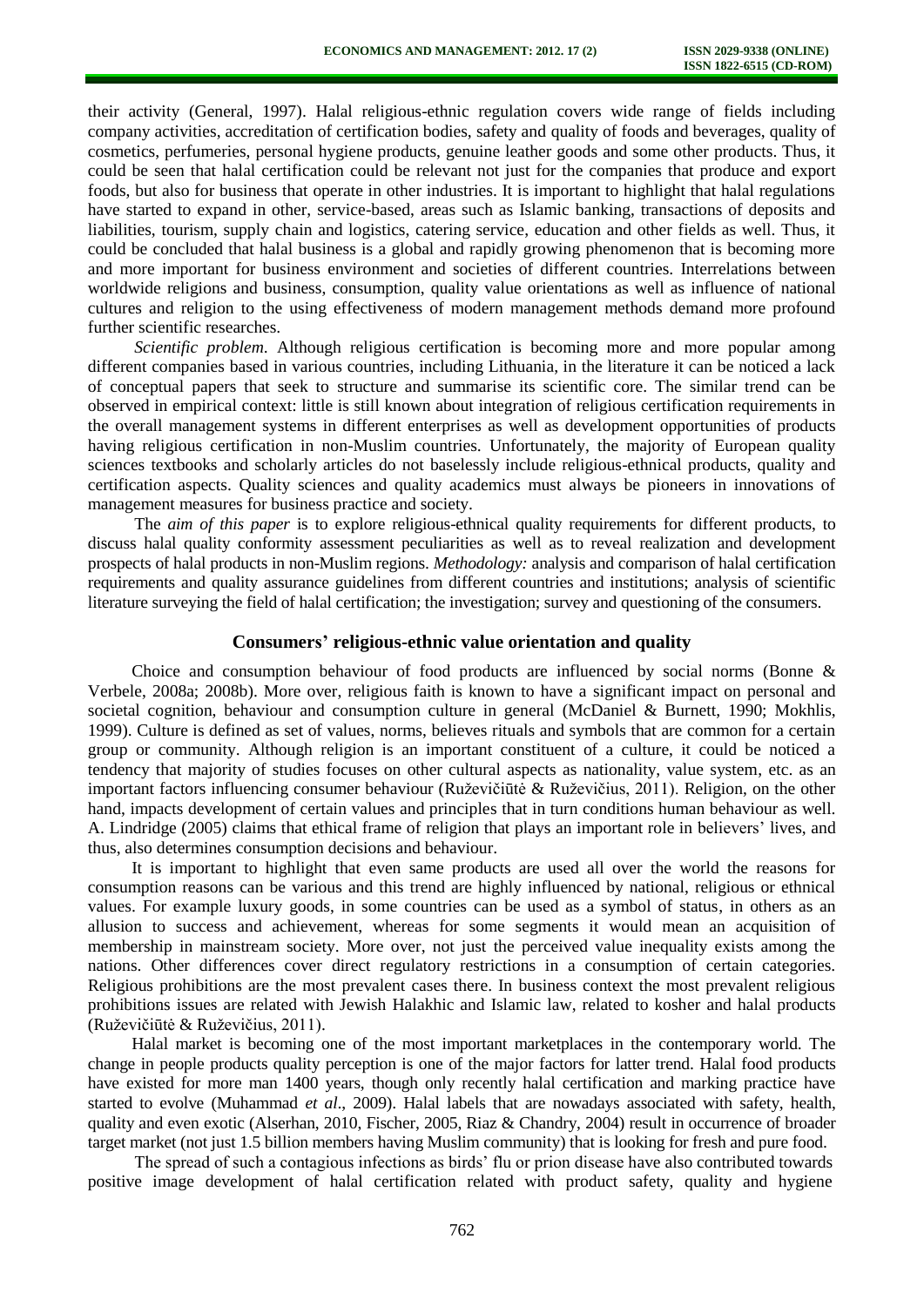their activity (General, 1997). Halal religious-ethnic regulation covers wide range of fields including company activities, accreditation of certification bodies, safety and quality of foods and beverages, quality of cosmetics, perfumeries, personal hygiene products, genuine leather goods and some other products. Thus, it could be seen that halal certification could be relevant not just for the companies that produce and export foods, but also for business that operate in other industries. It is important to highlight that halal regulations have started to expand in other, service-based, areas such as Islamic banking, transactions of deposits and liabilities, tourism, supply chain and logistics, catering service, education and other fields as well. Thus, it could be concluded that halal business is a global and rapidly growing phenomenon that is becoming more and more important for business environment and societies of different countries. Interrelations between worldwide religions and business, consumption, quality value orientations as well as influence of national cultures and religion to the using effectiveness of modern management methods demand more profound further scientific researches.

*Scientific problem.* Although religious certification is becoming more and more popular among different companies based in various countries, including Lithuania, in the literature it can be noticed a lack of conceptual papers that seek to structure and summarise its scientific core. The similar trend can be observed in empirical context: little is still known about integration of religious certification requirements in the overall management systems in different enterprises as well as development opportunities of products having religious certification in non-Muslim countries. Unfortunately, the majority of European quality sciences textbooks and scholarly articles do not baselessly include religious-ethnical products, quality and certification aspects. Quality sciences and quality academics must always be pioneers in innovations of management measures for business practice and society.

The *aim of this paper* is to explore religious-ethnical quality requirements for different products, to discuss halal quality conformity assessment peculiarities as well as to reveal realization and development prospects of halal products in non-Muslim regions. *Methodology:* analysis and comparison of halal certification requirements and quality assurance guidelines from different countries and institutions; analysis of scientific literature surveying the field of halal certification; the investigation; survey and questioning of the consumers.

## Consumers' religious-ethnic value orientation and quality

Choice and consumption behaviour of food products are influenced by social norms (Bonne & Verbele, 2008a; 2008b). More over, religious faith is known to have a significant impact on personal and societal cognition, behaviour and consumption culture in general (McDaniel & Burnett, 1990; Mokhlis, 1999). Culture is defined as set of values, norms, believes rituals and symbols that are common for a certain group or community. Although religion is an important constituent of a culture, it could be noticed a tendency that majority of studies focuses on other cultural aspects as nationality, value system, etc. as an important factors influencing consumer behaviour (Ruževičiūtė & Ruževičius, 2011). Religion, on the other hand, impacts development of certain values and principles that in turn conditions human behaviour as well. A. Lindridge (2005) claims that ethical frame of religion that plays an important role in believers' lives, and thus, also determines consumption decisions and behaviour.

It is important to highlight that even same products are used all over the world the reasons for consumption reasons can be various and this trend are highly influenced by national, religious or ethnical values. For example luxury goods, in some countries can be used as a symbol of status, in others as an allusion to success and achievement, whereas for some segments it would mean an acquisition of membership in mainstream society. More over, not just the perceived value inequality exists among the nations. Other differences cover direct regulatory restrictions in a consumption of certain categories. Religious prohibitions are the most prevalent cases there. In business context the most prevalent religious prohibitions issues are related with Jewish Halakhic and Islamic law, related to kosher and halal products (Ruževičiūtė & Ruževičius, 2011).

Halal market is becoming one of the most important marketplaces in the contemporary world. The change in people products quality perception is one of the major factors for latter trend. Halal food products have existed for more man 1400 years, though only recently halal certification and marking practice have started to evolve (Muhammad *et al*., 2009). Halal labels that are nowadays associated with safety, health, quality and even exotic (Alserhan, 2010, Fischer, 2005, Riaz & Chandry, 2004) result in occurrence of broader target market (not just 1.5 billion members having Muslim community) that is looking for fresh and pure food.

The spread of such a contagious infections as birds' flu or prion disease have also contributed towards positive image development of halal certification related with product safety, quality and hygiene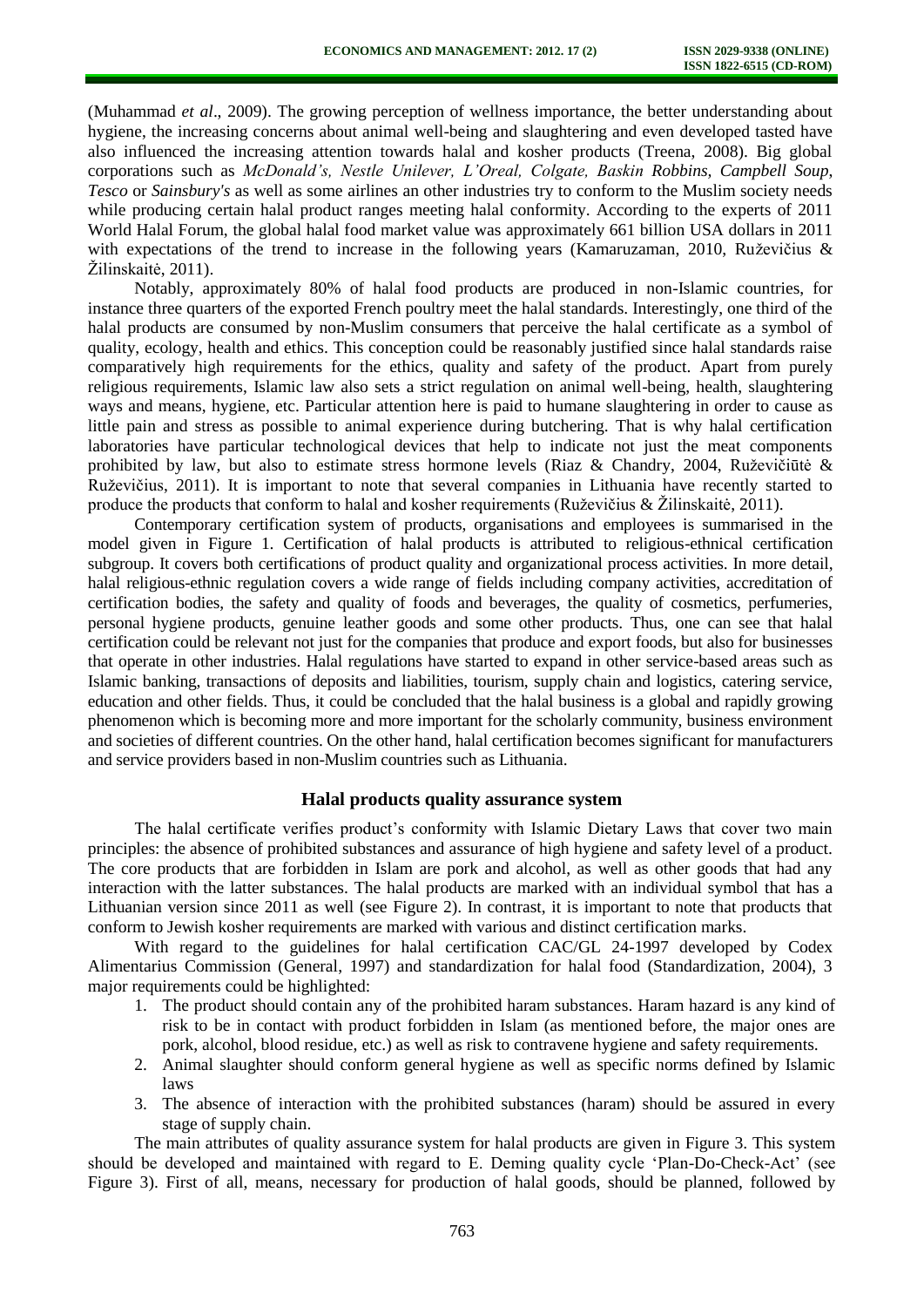(Muhammad *et al*., 2009). The growing perception of wellness importance, the better understanding about hygiene, the increasing concerns about animal well-being and slaughtering and even developed tasted have also influenced the increasing attention towards halal and kosher products (Treena, 2008). Big global corporations such as *McDonald's, Nestle Unilever, L'Oreal, Colgate, Baskin Robbins, Campbell Soup, Tesco* or *Sainsbury's* as well as some airlines an other industries try to conform to the Muslim society needs while producing certain halal product ranges meeting halal conformity. According to the experts of 2011 World Halal Forum, the global halal food market value was approximately 661 billion USA dollars in 2011 with expectations of the trend to increase in the following years (Kamaruzaman, 2010, Ruževičius & Žilinskaitė, 2011).

Notably, approximately 80% of halal food products are produced in non-Islamic countries, for instance three quarters of the exported French poultry meet the halal standards. Interestingly, one third of the halal products are consumed by non-Muslim consumers that perceive the halal certificate as a symbol of quality, ecology, health and ethics. This conception could be reasonably justified since halal standards raise comparatively high requirements for the ethics, quality and safety of the product. Apart from purely religious requirements, Islamic law also sets a strict regulation on animal well-being, health, slaughtering ways and means, hygiene, etc. Particular attention here is paid to humane slaughtering in order to cause as little pain and stress as possible to animal experience during butchering. That is why halal certification laboratories have particular technological devices that help to indicate not just the meat components prohibited by law, but also to estimate stress hormone levels (Riaz & Chandry, 2004, Ruževičiūtė & Ruževičius, 2011). It is important to note that several companies in Lithuania have recently started to produce the products that conform to halal and kosher requirements (Ruževičius & Žilinskaitė, 2011).

Contemporary certification system of products, organisations and employees is summarised in the model given in Figure 1. Certification of halal products is attributed to religious-ethnical certification subgroup. It covers both certifications of product quality and organizational process activities. In more detail, halal religious-ethnic regulation covers a wide range of fields including company activities, accreditation of certification bodies, the safety and quality of foods and beverages, the quality of cosmetics, perfumeries, personal hygiene products, genuine leather goods and some other products. Thus, one can see that halal certification could be relevant not just for the companies that produce and export foods, but also for businesses that operate in other industries. Halal regulations have started to expand in other service-based areas such as Islamic banking, transactions of deposits and liabilities, tourism, supply chain and logistics, catering service, education and other fields. Thus, it could be concluded that the halal business is a global and rapidly growing phenomenon which is becoming more and more important for the scholarly community, business environment and societies of different countries. On the other hand, halal certification becomes significant for manufacturers and service providers based in non-Muslim countries such as Lithuania.

## Halal products quality assurance system

The halal certificate verifies product's conformity with Islamic Dietary Laws that cover two main principles: the absence of prohibited substances and assurance of high hygiene and safety level of a product. The core products that are forbidden in Islam are pork and alcohol, as well as other goods that had any interaction with the latter substances. The halal products are marked with an individual symbol that has a Lithuanian version since 2011 as well (see Figure 2). In contrast, it is important to note that products that conform to Jewish kosher requirements are marked with various and distinct certification marks.

With regard to the guidelines for halal certification CAC/GL 24-1997 developed by Codex Alimentarius Commission (General, 1997) and standardization for halal food (Standardization, 2004), 3 major requirements could be highlighted:

1. The product should contain any of the prohibited haram substances. Haram hazard is any kind of risk to be in contact with product forbidden in Islam (as mentioned before, the major ones are pork, alcohol, blood residue, etc.) as well as risk to contravene hygiene and safety requirements.
2. Animal slaughter should conform general hygiene as well as specific norms defined by Islamic laws
3. The absence of interaction with the prohibited substances (haram) should be assured in every stage of supply chain.

The main attributes of quality assurance system for halal products are given in Figure 3. This system should be developed and maintained with regard to E. Deming quality cycle 'Plan-Do-Check-Act' (see Figure 3). First of all, means, necessary for production of halal goods, should be planned, followed by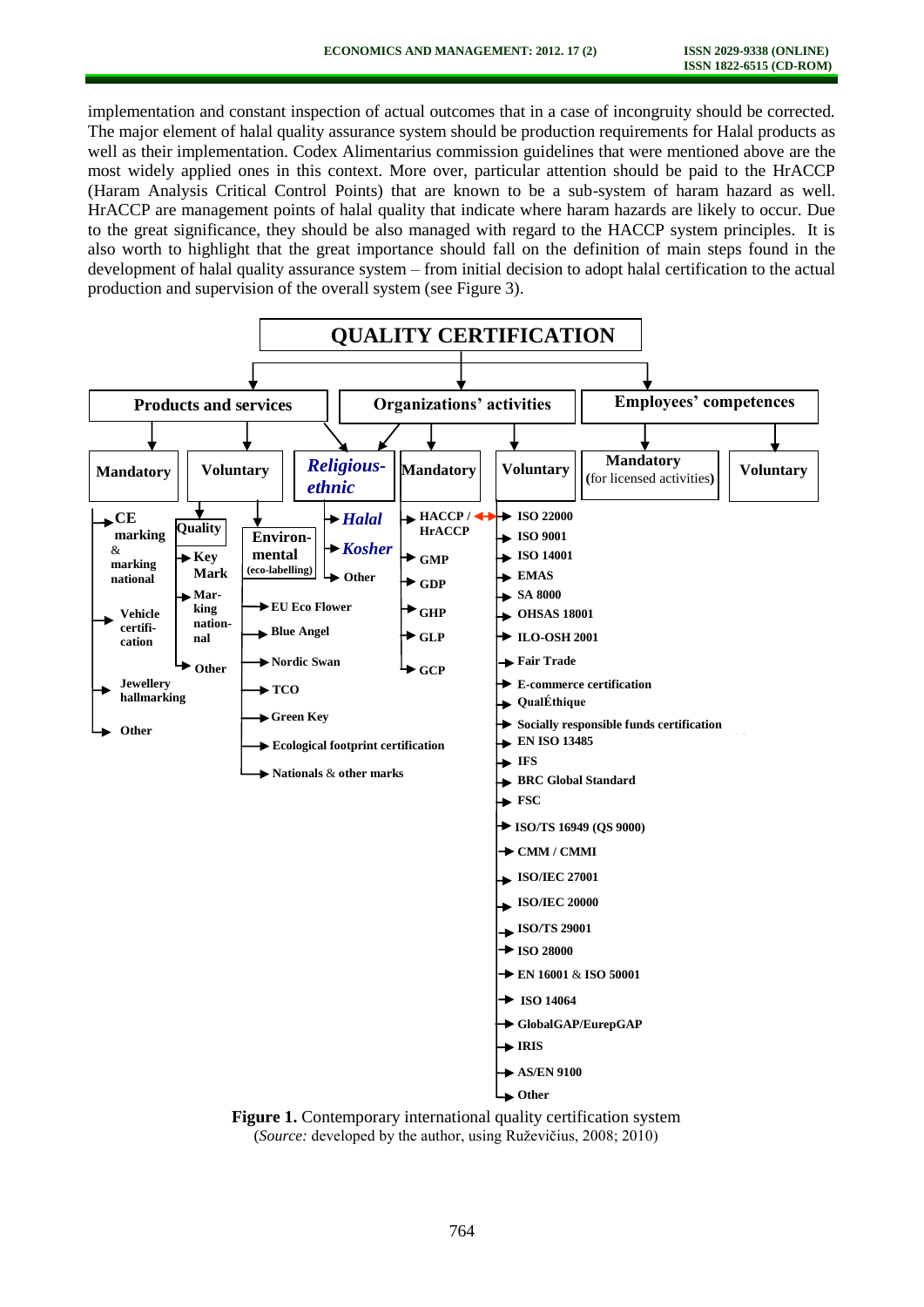implementation and constant inspection of actual outcomes that in a case of incongruity should be corrected. The major element of halal quality assurance system should be production requirements for Halal products as well as their implementation. Codex Alimentarius commission guidelines that were mentioned above are the most widely applied ones in this context. More over, particular attention should be paid to the HrACCP (Haram Analysis Critical Control Points) that are known to be a sub-system of haram hazard as well. HrACCP are management points of halal quality that indicate where haram hazards are likely to occur. Due to the great significance, they should be also managed with regard to the HACCP system principles. It is also worth to highlight that the great importance should fall on the definition of main steps found in the development of halal quality assurance system – from initial decision to adopt halal certification to the actual production and supervision of the overall system (see Figure 3).

**QUALITY CERTIFICATION**

- **Products and services**
  - **Mandatory**
    - CE marking & marking national
    - Vehicle certification
    - Jewellery hallmarking
    - Other
  - **Voluntary**
    - Quality
      - Key Mark
      - Marking national
      - Other
    - Environmental (eco-labelling)
      - EU Eco Flower
      - Blue Angel
      - Nordic Swan
      - TCO
      - Green Key
      - Ecological footprint certification
      - Nationals & other marks
  - ***Religious-ethnic***
    - ***Halal***
    - ***Kosher***
    - Other
- **Organizations' activities**
  - ***Religious-ethnic***
  - **Mandatory**
    - HACCP / HrACCP ↔ ISO 22000
    - GMP
    - GDP
    - GHP
    - GLP
    - GCP
  - **Voluntary**
    - ISO 22000
    - ISO 9001
    - ISO 14001
    - EMAS
    - SA 8000
    - OHSAS 18001
    - ILO-OSH 2001
    - Fair Trade
    - E-commerce certification
    - QualÉthique
    - Socially responsible funds certification
    - EN ISO 13485
    - IFS
    - BRC Global Standard
    - FSC
    - ISO/TS 16949 (QS 9000)
    - CMM / CMMI
    - ISO/IEC 27001
    - ISO/IEC 20000
    - ISO/TS 29001
    - ISO 28000
    - EN 16001 & ISO 50001
    - ISO 14064
    - GlobalGAP/EurepGAP
    - IRIS
    - AS/EN 9100
    - Other
- **Employees' competences**
  - **Mandatory** (for licensed activities)
  - **Voluntary**

**Figure 1.** Contemporary international quality certification system
(*Source:* developed by the author, using Ruževičius, 2008; 2010)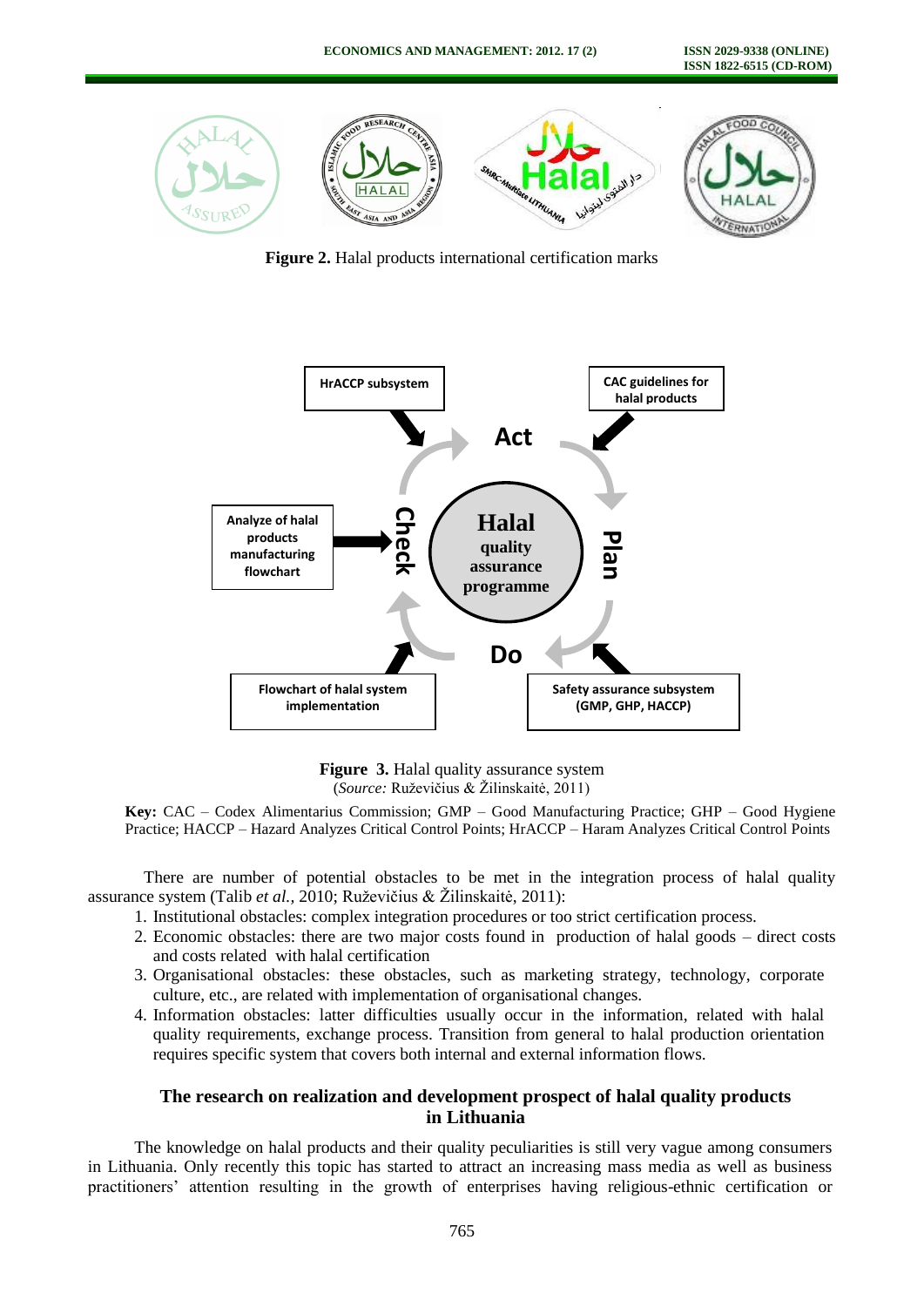**Figure 2.** Halal products international certification marks

**Figure 3.** Halal quality assurance system
(*Source:* Ruževičius & Žilinskaitė, 2011)

**Key:** CAC – Codex Alimentarius Commission; GMP – Good Manufacturing Practice; GHP – Good Hygiene Practice; HACCP – Hazard Analyzes Critical Control Points; HrACCP – Haram Analyzes Critical Control Points

There are number of potential obstacles to be met in the integration process of halal quality assurance system (Talib *et al.*, 2010; Ruževičius & Žilinskaitė, 2011):

1. Institutional obstacles: complex integration procedures or too strict certification process.
2. Economic obstacles: there are two major costs found in production of halal goods – direct costs and costs related with halal certification
3. Organisational obstacles: these obstacles, such as marketing strategy, technology, corporate culture, etc., are related with implementation of organisational changes.
4. Information obstacles: latter difficulties usually occur in the information, related with halal quality requirements, exchange process. Transition from general to halal production orientation requires specific system that covers both internal and external information flows.

## The research on realization and development prospect of halal quality products in Lithuania

The knowledge on halal products and their quality peculiarities is still very vague among consumers in Lithuania. Only recently this topic has started to attract an increasing mass media as well as business practitioners' attention resulting in the growth of enterprises having religious-ethnic certification or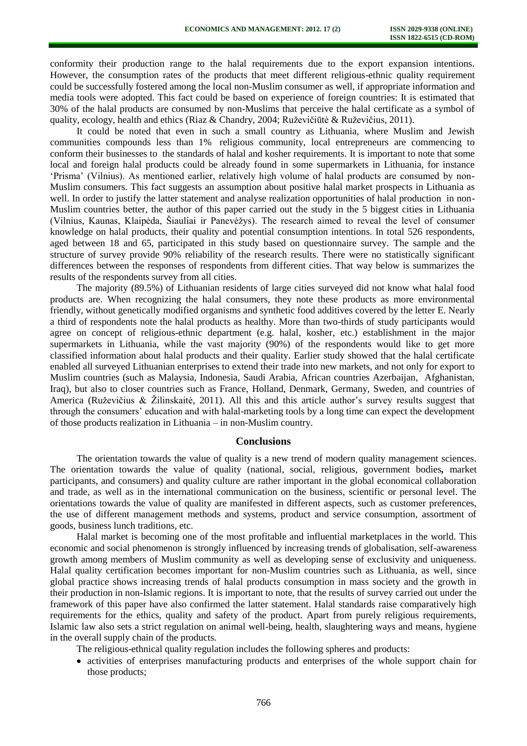conformity their production range to the halal requirements due to the export expansion intentions. However, the consumption rates of the products that meet different religious-ethnic quality requirement could be successfully fostered among the local non-Muslim consumer as well, if appropriate information and media tools were adopted. This fact could be based on experience of foreign countries: It is estimated that 30% of the halal products are consumed by non-Muslims that perceive the halal certificate as a symbol of quality, ecology, health and ethics (Riaz & Chandry, 2004; Ruževičiūtė & Ruževičius, 2011).

It could be noted that even in such a small country as Lithuania, where Muslim and Jewish communities compounds less than 1% religious community, local entrepreneurs are commencing to conform their businesses to the standards of halal and kosher requirements. It is important to note that some local and foreign halal products could be already found in some supermarkets in Lithuania, for instance 'Prisma' (Vilnius). As mentioned earlier, relatively high volume of halal products are consumed by non-Muslim consumers. This fact suggests an assumption about positive halal market prospects in Lithuania as well. In order to justify the latter statement and analyse realization opportunities of halal production in non-Muslim countries better, the author of this paper carried out the study in the 5 biggest cities in Lithuania (Vilnius, Kaunas, Klaipėda, Šiauliai ir Panevėžys). The research aimed to reveal the level of consumer knowledge on halal products, their quality and potential consumption intentions. In total 526 respondents, aged between 18 and 65, participated in this study based on questionnaire survey. The sample and the structure of survey provide 90% reliability of the research results. There were no statistically significant differences between the responses of respondents from different cities. That way below is summarizes the results of the respondents survey from all cities.

The majority (89.5%) of Lithuanian residents of large cities surveyed did not know what halal food products are. When recognizing the halal consumers, they note these products as more environmental friendly, without genetically modified organisms and synthetic food additives covered by the letter E. Nearly a third of respondents note the halal products as healthy. More than two-thirds of study participants would agree on concept of religious-ethnic department (e.g. halal, kosher, etc.) establishment in the major supermarkets in Lithuania, while the vast majority (90%) of the respondents would like to get more classified information about halal products and their quality. Earlier study showed that the halal certificate enabled all surveyed Lithuanian enterprises to extend their trade into new markets, and not only for export to Muslim countries (such as Malaysia, Indonesia, Saudi Arabia, African countries Azerbaijan, Afghanistan, Iraq), but also to closer countries such as France, Holland, Denmark, Germany, Sweden, and countries of America (Ruževičius & Žilinskaitė, 2011). All this and this article author's survey results suggest that through the consumers' education and with halal-marketing tools by a long time can expect the development of those products realization in Lithuania – in non-Muslim country.

## Conclusions

The orientation towards the value of quality is a new trend of modern quality management sciences. The orientation towards the value of quality (national, social, religious, government bodies**,** market participants, and consumers) and quality culture are rather important in the global economical collaboration and trade, as well as in the international communication on the business, scientific or personal level. The orientations towards the value of quality are manifested in different aspects, such as customer preferences, the use of different management methods and systems, product and service consumption, assortment of goods, business lunch traditions, etc.

Halal market is becoming one of the most profitable and influential marketplaces in the world. This economic and social phenomenon is strongly influenced by increasing trends of globalisation, self-awareness growth among members of Muslim community as well as developing sense of exclusivity and uniqueness. Halal quality certification becomes important for non-Muslim countries such as Lithuania, as well, since global practice shows increasing trends of halal products consumption in mass society and the growth in their production in non-Islamic regions. It is important to note, that the results of survey carried out under the framework of this paper have also confirmed the latter statement. Halal standards raise comparatively high requirements for the ethics, quality and safety of the product. Apart from purely religious requirements, Islamic law also sets a strict regulation on animal well-being, health, slaughtering ways and means, hygiene in the overall supply chain of the products.

The religious-ethnical quality regulation includes the following spheres and products:

- activities of enterprises manufacturing products and enterprises of the whole support chain for those products;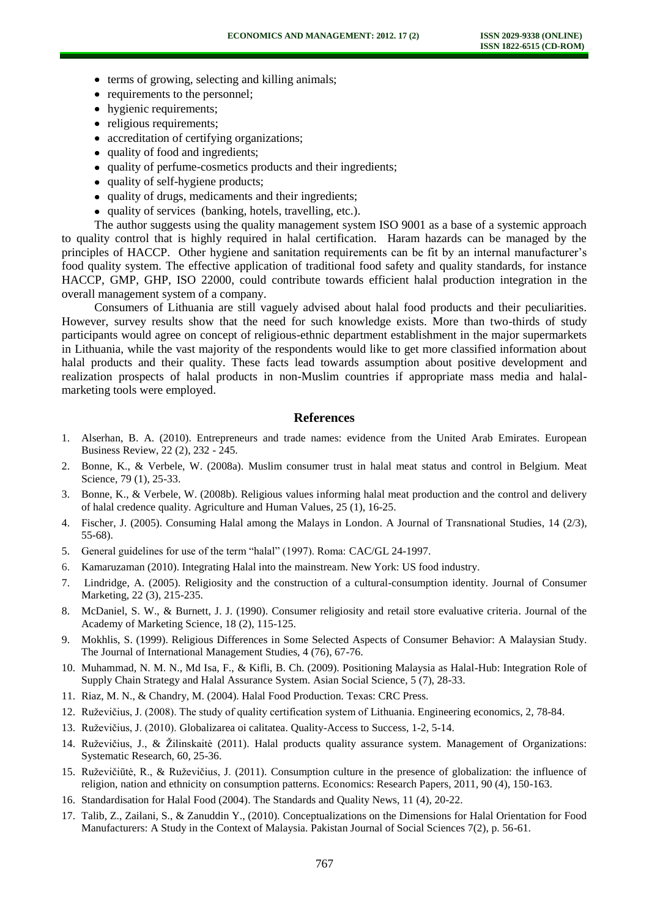- terms of growing, selecting and killing animals;
- requirements to the personnel;
- hygienic requirements;
- religious requirements;
- accreditation of certifying organizations;
- quality of food and ingredients;
- quality of perfume-cosmetics products and their ingredients;
- quality of self-hygiene products;
- quality of drugs, medicaments and their ingredients;
- quality of services (banking, hotels, travelling, etc.).

The author suggests using the quality management system ISO 9001 as a base of a systemic approach to quality control that is highly required in halal certification. Haram hazards can be managed by the principles of HACCP. Other hygiene and sanitation requirements can be fit by an internal manufacturer's food quality system. The effective application of traditional food safety and quality standards, for instance HACCP, GMP, GHP, ISO 22000, could contribute towards efficient halal production integration in the overall management system of a company.

Consumers of Lithuania are still vaguely advised about halal food products and their peculiarities. However, survey results show that the need for such knowledge exists. More than two-thirds of study participants would agree on concept of religious-ethnic department establishment in the major supermarkets in Lithuania, while the vast majority of the respondents would like to get more classified information about halal products and their quality. These facts lead towards assumption about positive development and realization prospects of halal products in non-Muslim countries if appropriate mass media and halal-marketing tools were employed.

## References

1. Alserhan, B. A. (2010). Entrepreneurs and trade names: evidence from the United Arab Emirates. European Business Review, 22 (2), 232 - 245.
2. Bonne, K., & Verbele, W. (2008a). Muslim consumer trust in halal meat status and control in Belgium. Meat Science, 79 (1), 25-33.
3. Bonne, K., & Verbele, W. (2008b). Religious values informing halal meat production and the control and delivery of halal credence quality. Agriculture and Human Values, 25 (1), 16-25.
4. Fischer, J. (2005). Consuming Halal among the Malays in London. A Journal of Transnational Studies, 14 (2/3), 55-68).
5. General guidelines for use of the term "halal" (1997). Roma: CAC/GL 24-1997.
6. Kamaruzaman (2010). Integrating Halal into the mainstream. New York: US food industry.
7. Lindridge, A. (2005). Religiosity and the construction of a cultural-consumption identity. Journal of Consumer Marketing, 22 (3), 215-235.
8. McDaniel, S. W., & Burnett, J. J. (1990). Consumer religiosity and retail store evaluative criteria. Journal of the Academy of Marketing Science, 18 (2), 115-125.
9. Mokhlis, S. (1999). Religious Differences in Some Selected Aspects of Consumer Behavior: A Malaysian Study. The Journal of International Management Studies, 4 (76), 67-76.
10. Muhammad, N. M. N., Md Isa, F., & Kifli, B. Ch. (2009). Positioning Malaysia as Halal-Hub: Integration Role of Supply Chain Strategy and Halal Assurance System. Asian Social Science, 5 (7), 28-33.
11. Riaz, M. N., & Chandry, M. (2004). Halal Food Production. Texas: CRC Press.
12. Ruževičius, J. (2008). The study of quality certification system of Lithuania. Engineering economics, 2, 78-84.
13. Ruževičius, J. (2010). Globalizarea oi calitatea. Quality-Access to Success, 1-2, 5-14.
14. Ruževičius, J., & Žilinskaitė (2011). Halal products quality assurance system. Management of Organizations: Systematic Research, 60, 25-36.
15. Ruževičiūtė, R., & Ruževičius, J. (2011). Consumption culture in the presence of globalization: the influence of religion, nation and ethnicity on consumption patterns. Economics: Research Papers, 2011, 90 (4), 150-163.
16. Standardisation for Halal Food (2004). The Standards and Quality News, 11 (4), 20-22.
17. Talib, Z., Zailani, S., & Zanuddin Y., (2010). Conceptualizations on the Dimensions for Halal Orientation for Food Manufacturers: A Study in the Context of Malaysia. Pakistan Journal of Social Sciences 7(2), p. 56-61.